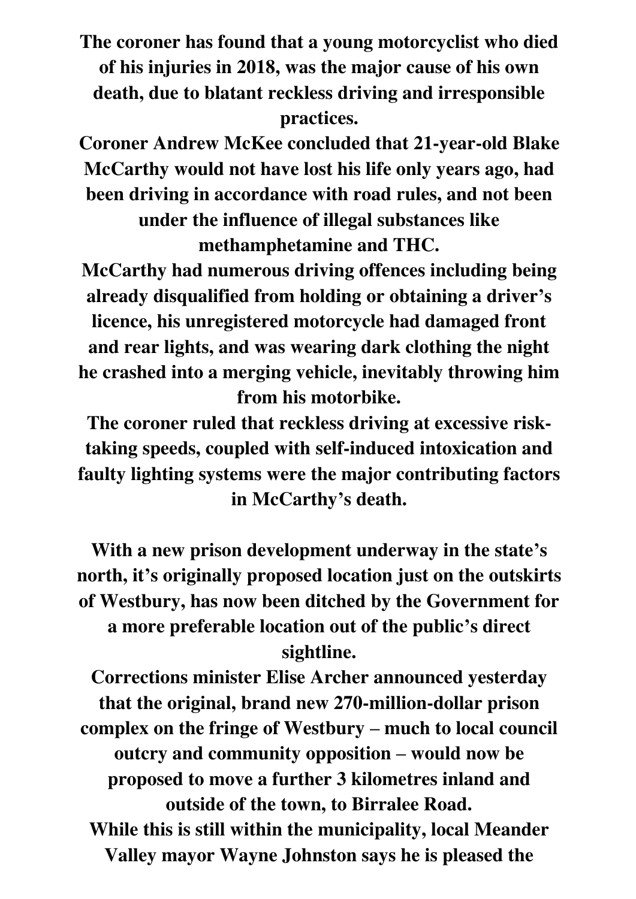**The coroner has found that a young motorcyclist who died of his injuries in 2018, was the major cause of his own death, due to blatant reckless driving and irresponsible practices.**

**Coroner Andrew McKee concluded that 21-year-old Blake McCarthy would not have lost his life only years ago, had been driving in accordance with road rules, and not been under the influence of illegal substances like methamphetamine and THC.**

**McCarthy had numerous driving offences including being already disqualified from holding or obtaining a driver's licence, his unregistered motorcycle had damaged front and rear lights, and was wearing dark clothing the night he crashed into a merging vehicle, inevitably throwing him from his motorbike.**

**The coroner ruled that reckless driving at excessive risk-taking speeds, coupled with self-induced intoxication and faulty lighting systems were the major contributing factors in McCarthy's death.**

**With a new prison development underway in the state's north, it's originally proposed location just on the outskirts of Westbury, has now been ditched by the Government for a more preferable location out of the public's direct sightline.**

**Corrections minister Elise Archer announced yesterday that the original, brand new 270-million-dollar prison complex on the fringe of Westbury – much to local council outcry and community opposition – would now be proposed to move a further 3 kilometres inland and outside of the town, to Birralee Road.**

**While this is still within the municipality, local Meander Valley mayor Wayne Johnston says he is pleased the**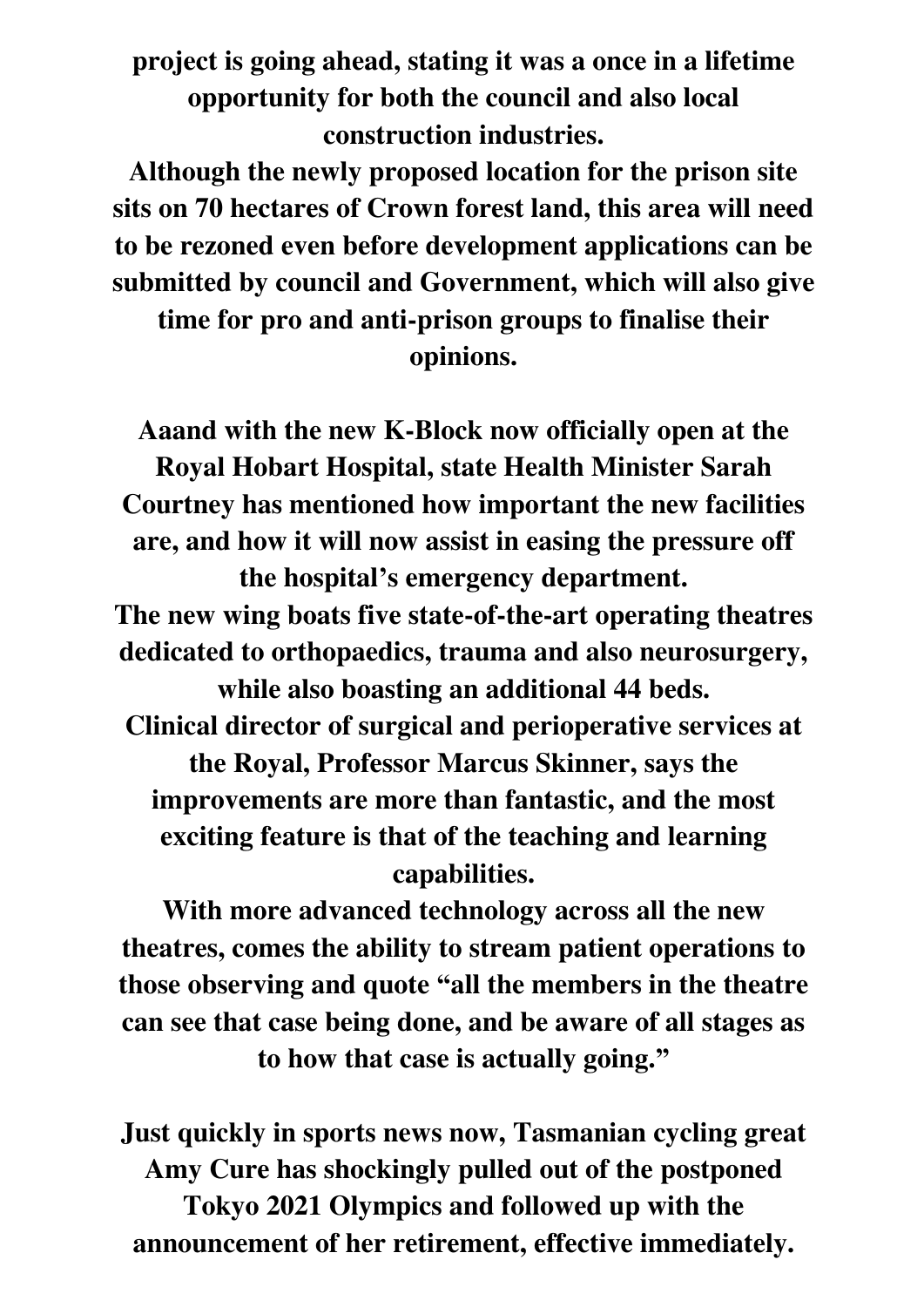**project is going ahead, stating it was a once in a lifetime opportunity for both the council and also local construction industries.**
**Although the newly proposed location for the prison site sits on 70 hectares of Crown forest land, this area will need to be rezoned even before development applications can be submitted by council and Government, which will also give time for pro and anti-prison groups to finalise their opinions.**

**Aaand with the new K-Block now officially open at the Royal Hobart Hospital, state Health Minister Sarah Courtney has mentioned how important the new facilities are, and how it will now assist in easing the pressure off the hospital's emergency department.**
**The new wing boats five state-of-the-art operating theatres dedicated to orthopaedics, trauma and also neurosurgery, while also boasting an additional 44 beds.**
**Clinical director of surgical and perioperative services at the Royal, Professor Marcus Skinner, says the improvements are more than fantastic, and the most exciting feature is that of the teaching and learning capabilities.**
**With more advanced technology across all the new theatres, comes the ability to stream patient operations to those observing and quote "all the members in the theatre can see that case being done, and be aware of all stages as to how that case is actually going."**

**Just quickly in sports news now, Tasmanian cycling great Amy Cure has shockingly pulled out of the postponed Tokyo 2021 Olympics and followed up with the announcement of her retirement, effective immediately.**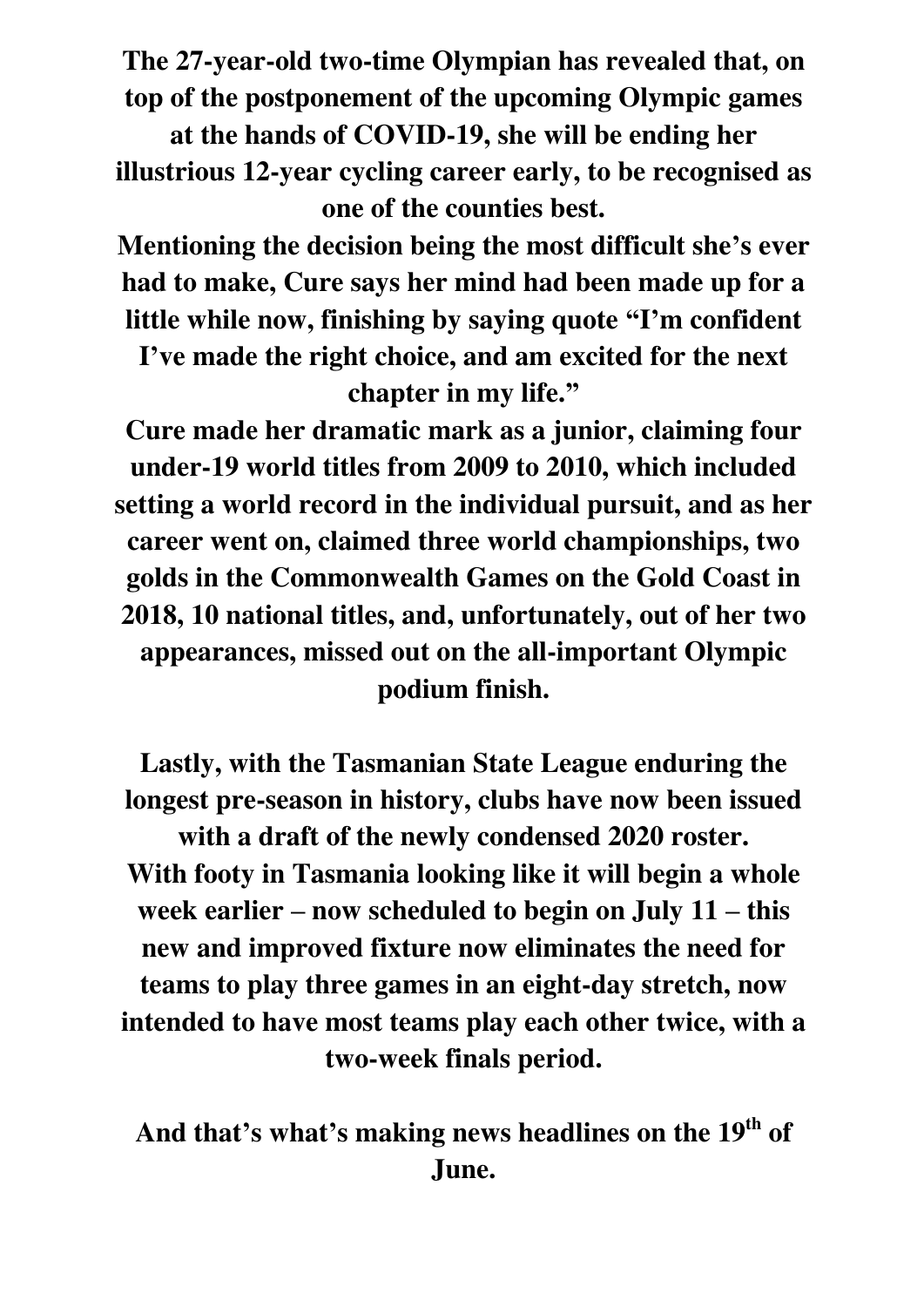**The 27-year-old two-time Olympian has revealed that, on top of the postponement of the upcoming Olympic games at the hands of COVID-19, she will be ending her illustrious 12-year cycling career early, to be recognised as one of the counties best.**

**Mentioning the decision being the most difficult she's ever had to make, Cure says her mind had been made up for a little while now, finishing by saying quote "I'm confident I've made the right choice, and am excited for the next chapter in my life."**

**Cure made her dramatic mark as a junior, claiming four under-19 world titles from 2009 to 2010, which included setting a world record in the individual pursuit, and as her career went on, claimed three world championships, two golds in the Commonwealth Games on the Gold Coast in 2018, 10 national titles, and, unfortunately, out of her two appearances, missed out on the all-important Olympic podium finish.**

**Lastly, with the Tasmanian State League enduring the longest pre-season in history, clubs have now been issued with a draft of the newly condensed 2020 roster.**

**With footy in Tasmania looking like it will begin a whole week earlier – now scheduled to begin on July 11 – this new and improved fixture now eliminates the need for teams to play three games in an eight-day stretch, now intended to have most teams play each other twice, with a two-week finals period.**

**And that's what's making news headlines on the 19th of June.**